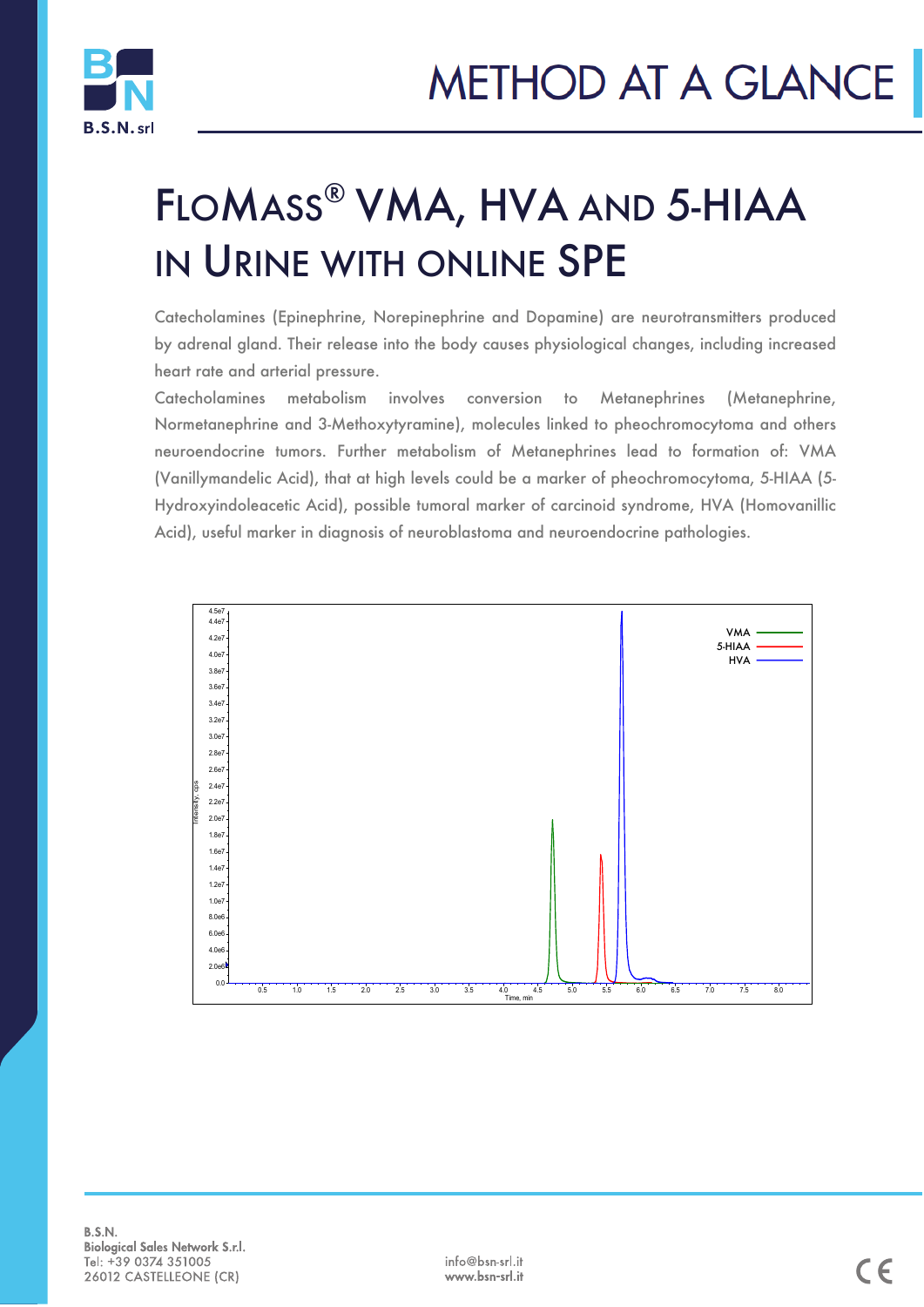# METHOD AT A GLANCE

# FloMass® VMA, HVA and 5-HIAA in Urine with Online SPE

Catecholamines (Epinephrine, Norepinephrine and Dopamine) are neurotransmitters produced by adrenal gland. Their release into the body causes physiological changes, including increased heart rate and arterial pressure.

Catecholamines metabolism involves conversion to Metanephrines (Metanephrine, Normetanephrine and 3-Methoxytyramine), molecules linked to pheochromocytoma and others neuroendocrine tumors. Further metabolism of Metanephrines lead to formation of: VMA (Vanillymandelic Acid), that at high levels could be a marker of pheochromocytoma, 5-HIAA (5-Hydroxyindoleacetic Acid), possible tumoral marker of carcinoid syndrome, HVA (Homovanillic Acid), useful marker in diagnosis of neuroblastoma and neuroendocrine pathologies.

B.S.N.
Biological Sales Network S.r.l.
Tel: +39 0374 351005
26012 CASTELLEONE (CR)

info@bsn-srl.it
www.bsn-srl.it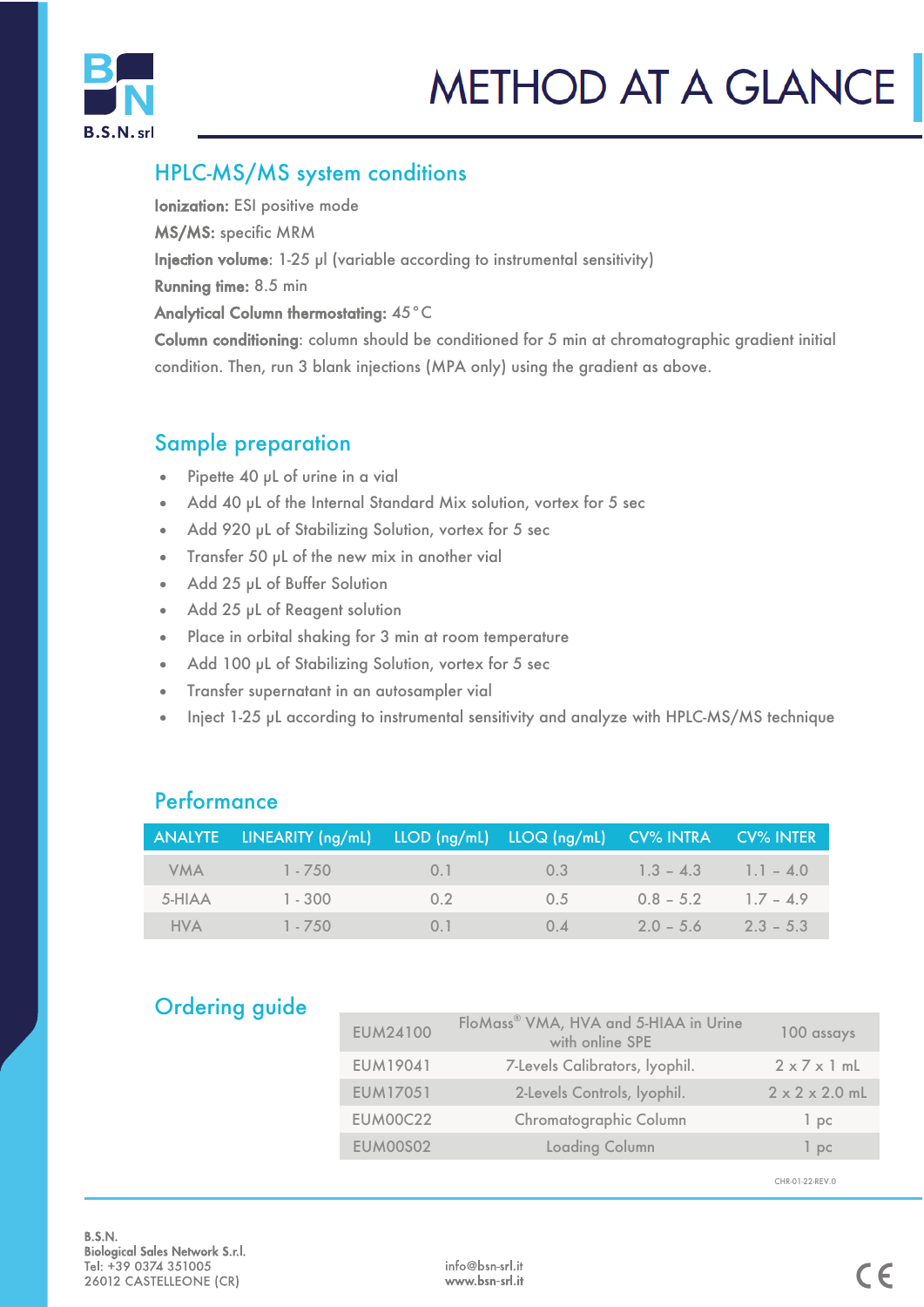# METHOD AT A GLANCE

## HPLC-MS/MS system conditions

**Ionization:** ESI positive mode
**MS/MS:** specific MRM
**Injection volume**: 1-25 µl (variable according to instrumental sensitivity)
**Running time:** 8.5 min
**Analytical Column thermostating:** 45°C
**Column conditioning**: column should be conditioned for 5 min at chromatographic gradient initial condition. Then, run 3 blank injections (MPA only) using the gradient as above.

## Sample preparation

- Pipette 40 µL of urine in a vial
- Add 40 µL of the Internal Standard Mix solution, vortex for 5 sec
- Add 920 µL of Stabilizing Solution, vortex for 5 sec
- Transfer 50 µL of the new mix in another vial
- Add 25 µL of Buffer Solution
- Add 25 µL of Reagent solution
- Place in orbital shaking for 3 min at room temperature
- Add 100 µL of Stabilizing Solution, vortex for 5 sec
- Transfer supernatant in an autosampler vial
- Inject 1-25 µL according to instrumental sensitivity and analyze with HPLC-MS/MS technique

## Performance

| ANALYTE | LINEARITY (ng/mL) | LLOD (ng/mL) | LLOQ (ng/mL) | CV% INTRA | CV% INTER |
|---|---|---|---|---|---|
| VMA | 1 - 750 | 0.1 | 0.3 | 1.3 – 4.3 | 1.1 – 4.0 |
| 5-HIAA | 1 - 300 | 0.2 | 0.5 | 0.8 – 5.2 | 1.7 – 4.9 |
| HVA | 1 - 750 | 0.1 | 0.4 | 2.0 – 5.6 | 2.3 – 5.3 |

## Ordering guide

| | | |
|---|---|---|
| EUM24100 | FloMass® VMA, HVA and 5-HIAA in Urine with online SPE | 100 assays |
| EUM19041 | 7-Levels Calibrators, lyophil. | 2 x 7 x 1 mL |
| EUM17051 | 2-Levels Controls, lyophil. | 2 x 2 x 2.0 mL |
| EUM00C22 | Chromatographic Column | 1 pc |
| EUM00S02 | Loading Column | 1 pc |

CHR-01-22-REV.0

B.S.N.
Biological Sales Network S.r.l.
Tel: +39 0374 351005
26012 CASTELLEONE (CR)

info@bsn-srl.it
www.bsn-srl.it